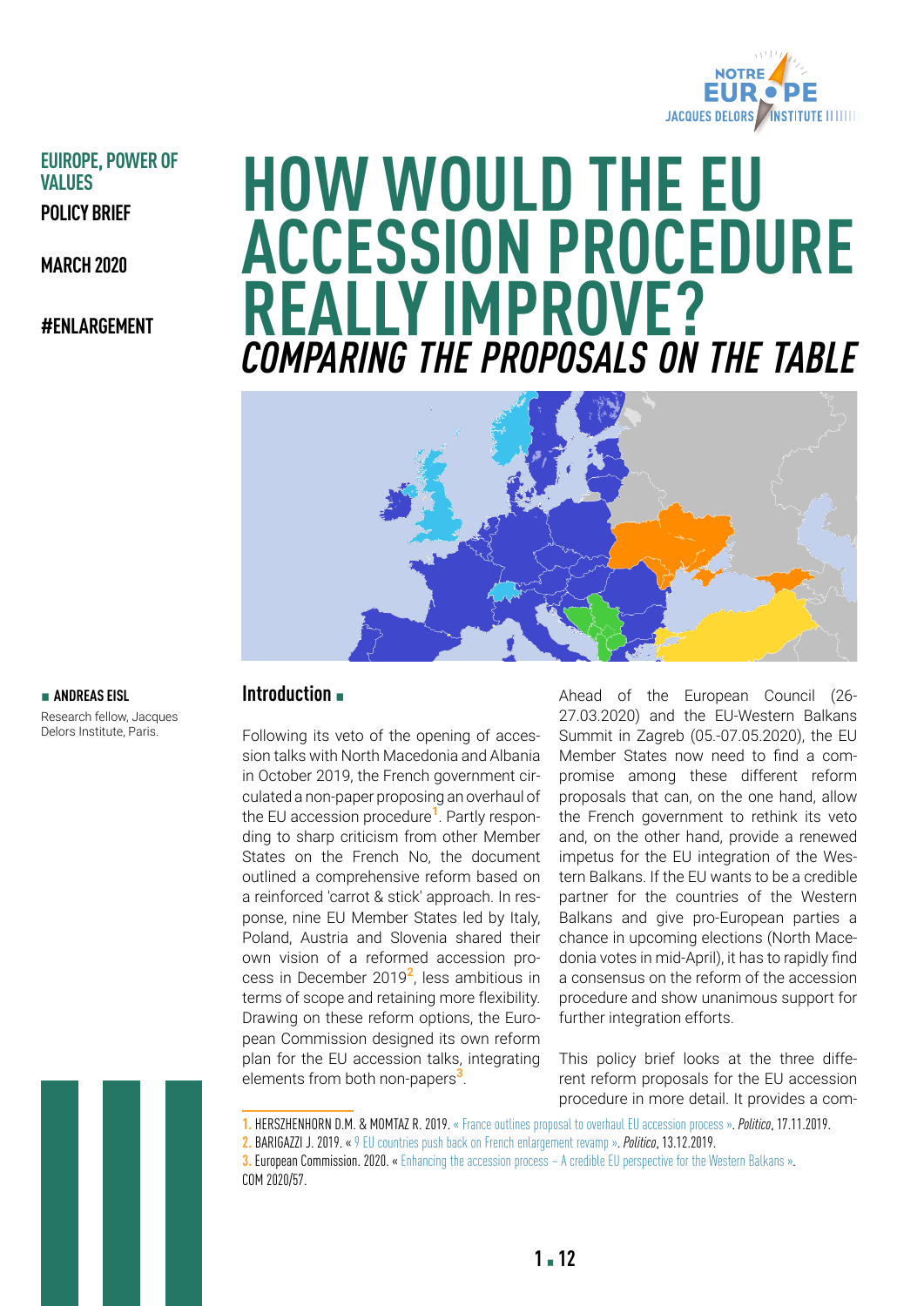EUROPE, POWER OF VALUES

POLICY BRIEF

MARCH 2020

#ENLARGEMENT

# HOW WOULD THE EU ACCESSION PROCEDURE REALLY IMPROVE?

## *COMPARING THE PROPOSALS ON THE TABLE*

**ANDREAS EISL**

Research fellow, Jacques Delors Institute, Paris.

## Introduction

Following its veto of the opening of accession talks with North Macedonia and Albania in October 2019, the French government circulated a non-paper proposing an overhaul of the EU accession procedure[1]. Partly responding to sharp criticism from other Member States on the French No, the document outlined a comprehensive reform based on a reinforced 'carrot & stick' approach. In response, nine EU Member States led by Italy, Poland, Austria and Slovenia shared their own vision of a reformed accession process in December 2019[2], less ambitious in terms of scope and retaining more flexibility. Drawing on these reform options, the European Commission designed its own reform plan for the EU accession talks, integrating elements from both non-papers[3].

Ahead of the European Council (26-27.03.2020) and the EU-Western Balkans Summit in Zagreb (05.-07.05.2020), the EU Member States now need to find a compromise among these different reform proposals that can, on the one hand, allow the French government to rethink its veto and, on the other hand, provide a renewed impetus for the EU integration of the Western Balkans. If the EU wants to be a credible partner for the countries of the Western Balkans and give pro-European parties a chance in upcoming elections (North Macedonia votes in mid-April), it has to rapidly find a consensus on the reform of the accession procedure and show unanimous support for further integration efforts.

This policy brief looks at the three different reform proposals for the EU accession procedure in more detail. It provides a com-

1. HERSZHENHORN D.M. & MOMTAZ R. 2019. « France outlines proposal to overhaul EU accession process ». *Politico*, 17.11.2019.

2. BARIGAZZI J. 2019. « 9 EU countries push back on French enlargement revamp ». *Politico*, 13.12.2019.

3. European Commission. 2020. « Enhancing the accession process – A credible EU perspective for the Western Balkans ». COM 2020/57.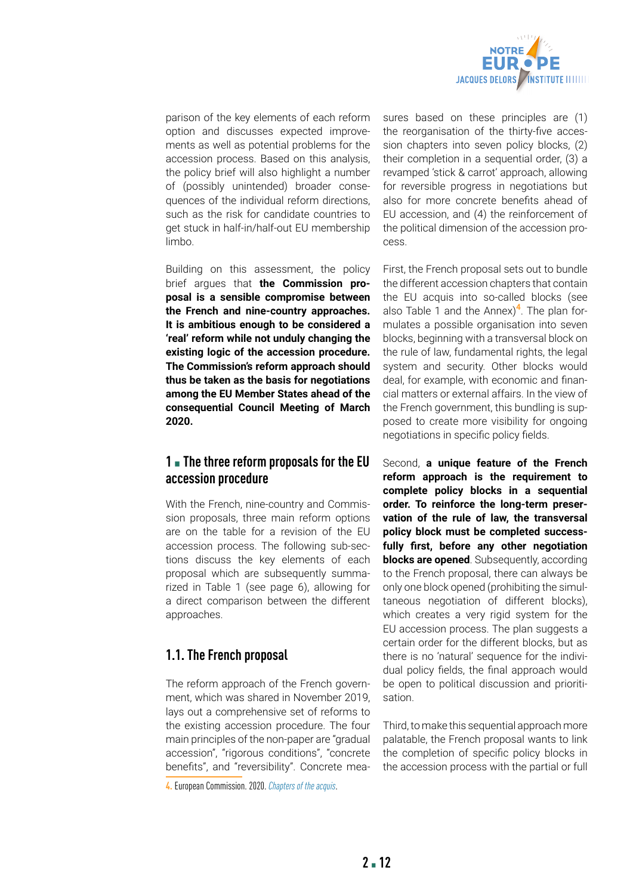parison of the key elements of each reform option and discusses expected improvements as well as potential problems for the accession process. Based on this analysis, the policy brief will also highlight a number of (possibly unintended) broader consequences of the individual reform directions, such as the risk for candidate countries to get stuck in half-in/half-out EU membership limbo.

Building on this assessment, the policy brief argues that **the Commission proposal is a sensible compromise between the French and nine-country approaches. It is ambitious enough to be considered a 'real' reform while not unduly changing the existing logic of the accession procedure. The Commission's reform approach should thus be taken as the basis for negotiations among the EU Member States ahead of the consequential Council Meeting of March 2020.**

## 1 ▪ The three reform proposals for the EU accession procedure

With the French, nine-country and Commission proposals, three main reform options are on the table for a revision of the EU accession process. The following sub-sections discuss the key elements of each proposal which are subsequently summarized in Table 1 (see page 6), allowing for a direct comparison between the different approaches.

### 1.1. The French proposal

The reform approach of the French government, which was shared in November 2019, lays out a comprehensive set of reforms to the existing accession procedure. The four main principles of the non-paper are "gradual accession", "rigorous conditions", "concrete benefits", and "reversibility". Concrete measures based on these principles are (1) the reorganisation of the thirty-five accession chapters into seven policy blocks, (2) their completion in a sequential order, (3) a revamped 'stick & carrot' approach, allowing for reversible progress in negotiations but also for more concrete benefits ahead of EU accession, and (4) the reinforcement of the political dimension of the accession process.

First, the French proposal sets out to bundle the different accession chapters that contain the EU acquis into so-called blocks (see also Table 1 and the Annex)[4]. The plan formulates a possible organisation into seven blocks, beginning with a transversal block on the rule of law, fundamental rights, the legal system and security. Other blocks would deal, for example, with economic and financial matters or external affairs. In the view of the French government, this bundling is supposed to create more visibility for ongoing negotiations in specific policy fields.

Second, **a unique feature of the French reform approach is the requirement to complete policy blocks in a sequential order. To reinforce the long-term preservation of the rule of law, the transversal policy block must be completed successfully first, before any other negotiation blocks are opened**. Subsequently, according to the French proposal, there can always be only one block opened (prohibiting the simultaneous negotiation of different blocks), which creates a very rigid system for the EU accession process. The plan suggests a certain order for the different blocks, but as there is no 'natural' sequence for the individual policy fields, the final approach would be open to political discussion and prioritisation.

Third, to make this sequential approach more palatable, the French proposal wants to link the completion of specific policy blocks in the accession process with the partial or full

4. European Commission. 2020. *Chapters of the acquis*.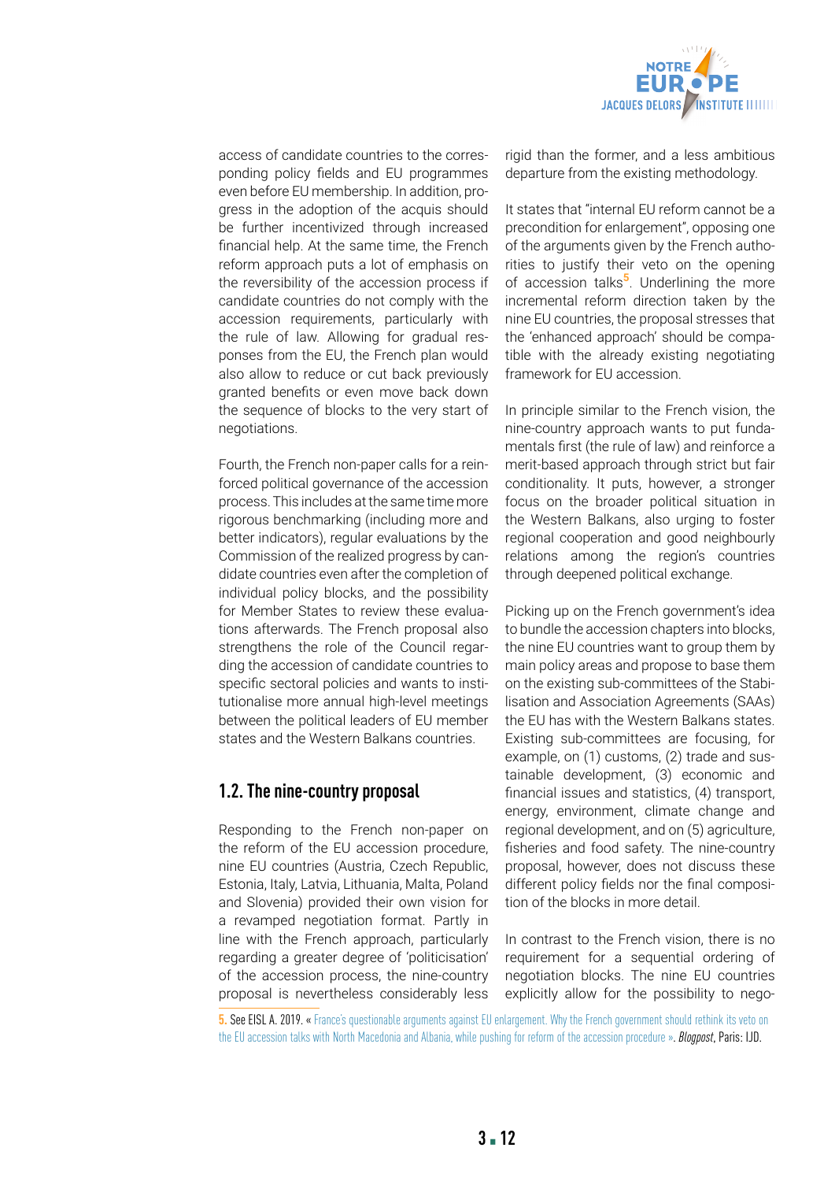access of candidate countries to the corresponding policy fields and EU programmes even before EU membership. In addition, progress in the adoption of the acquis should be further incentivized through increased financial help. At the same time, the French reform approach puts a lot of emphasis on the reversibility of the accession process if candidate countries do not comply with the accession requirements, particularly with the rule of law. Allowing for gradual responses from the EU, the French plan would also allow to reduce or cut back previously granted benefits or even move back down the sequence of blocks to the very start of negotiations.

Fourth, the French non-paper calls for a reinforced political governance of the accession process. This includes at the same time more rigorous benchmarking (including more and better indicators), regular evaluations by the Commission of the realized progress by candidate countries even after the completion of individual policy blocks, and the possibility for Member States to review these evaluations afterwards. The French proposal also strengthens the role of the Council regarding the accession of candidate countries to specific sectoral policies and wants to institutionalise more annual high-level meetings between the political leaders of EU member states and the Western Balkans countries.

## 1.2. The nine-country proposal

Responding to the French non-paper on the reform of the EU accession procedure, nine EU countries (Austria, Czech Republic, Estonia, Italy, Latvia, Lithuania, Malta, Poland and Slovenia) provided their own vision for a revamped negotiation format. Partly in line with the French approach, particularly regarding a greater degree of 'politicisation' of the accession process, the nine-country proposal is nevertheless considerably less rigid than the former, and a less ambitious departure from the existing methodology.

It states that "internal EU reform cannot be a precondition for enlargement", opposing one of the arguments given by the French authorities to justify their veto on the opening of accession talks[5]. Underlining the more incremental reform direction taken by the nine EU countries, the proposal stresses that the 'enhanced approach' should be compatible with the already existing negotiating framework for EU accession.

In principle similar to the French vision, the nine-country approach wants to put fundamentals first (the rule of law) and reinforce a merit-based approach through strict but fair conditionality. It puts, however, a stronger focus on the broader political situation in the Western Balkans, also urging to foster regional cooperation and good neighbourly relations among the region's countries through deepened political exchange.

Picking up on the French government's idea to bundle the accession chapters into blocks, the nine EU countries want to group them by main policy areas and propose to base them on the existing sub-committees of the Stabilisation and Association Agreements (SAAs) the EU has with the Western Balkans states. Existing sub-committees are focusing, for example, on (1) customs, (2) trade and sustainable development, (3) economic and financial issues and statistics, (4) transport, energy, environment, climate change and regional development, and on (5) agriculture, fisheries and food safety. The nine-country proposal, however, does not discuss these different policy fields nor the final composition of the blocks in more detail.

In contrast to the French vision, there is no requirement for a sequential ordering of negotiation blocks. The nine EU countries explicitly allow for the possibility to nego-

5. See EISL A. 2019. « France's questionable arguments against EU enlargement. Why the French government should rethink its veto on the EU accession talks with North Macedonia and Albania, while pushing for reform of the accession procedure ». *Blogpost*, Paris: IJD.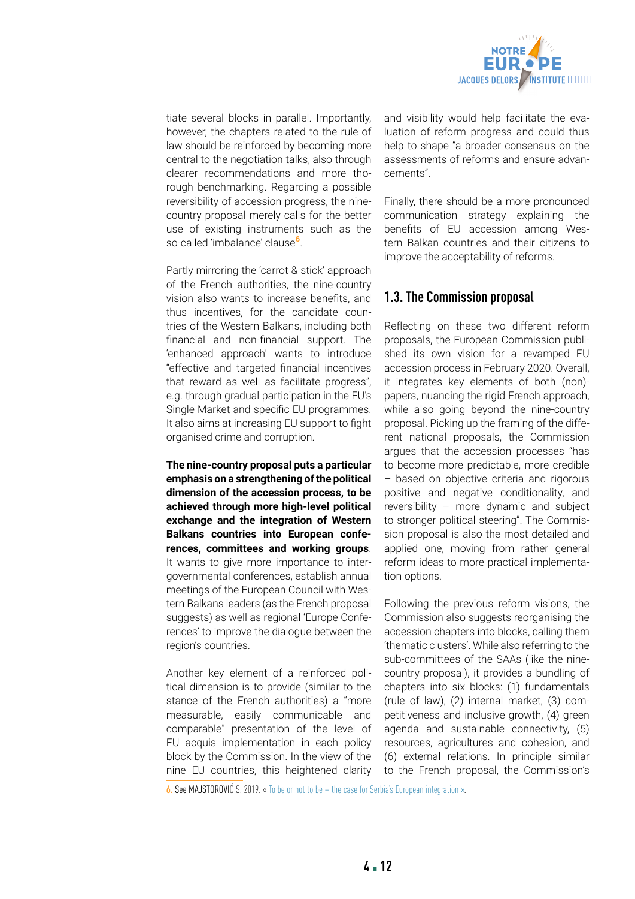tiate several blocks in parallel. Importantly, however, the chapters related to the rule of law should be reinforced by becoming more central to the negotiation talks, also through clearer recommendations and more thorough benchmarking. Regarding a possible reversibility of accession progress, the nine-country proposal merely calls for the better use of existing instruments such as the so-called 'imbalance' clause[6].

Partly mirroring the 'carrot & stick' approach of the French authorities, the nine-country vision also wants to increase benefits, and thus incentives, for the candidate countries of the Western Balkans, including both financial and non-financial support. The 'enhanced approach' wants to introduce "effective and targeted financial incentives that reward as well as facilitate progress", e.g. through gradual participation in the EU's Single Market and specific EU programmes. It also aims at increasing EU support to fight organised crime and corruption.

**The nine-country proposal puts a particular emphasis on a strengthening of the political dimension of the accession process, to be achieved through more high-level political exchange and the integration of Western Balkans countries into European conferences, committees and working groups**. It wants to give more importance to intergovernmental conferences, establish annual meetings of the European Council with Western Balkans leaders (as the French proposal suggests) as well as regional 'Europe Conferences' to improve the dialogue between the region's countries.

Another key element of a reinforced political dimension is to provide (similar to the stance of the French authorities) a "more measurable, easily communicable and comparable" presentation of the level of EU acquis implementation in each policy block by the Commission. In the view of the nine EU countries, this heightened clarity and visibility would help facilitate the evaluation of reform progress and could thus help to shape "a broader consensus on the assessments of reforms and ensure advancements".

Finally, there should be a more pronounced communication strategy explaining the benefits of EU accession among Western Balkan countries and their citizens to improve the acceptability of reforms.

## 1.3. The Commission proposal

Reflecting on these two different reform proposals, the European Commission published its own vision for a revamped EU accession process in February 2020. Overall, it integrates key elements of both (non)-papers, nuancing the rigid French approach, while also going beyond the nine-country proposal. Picking up the framing of the different national proposals, the Commission argues that the accession processes "has to become more predictable, more credible – based on objective criteria and rigorous positive and negative conditionality, and reversibility – more dynamic and subject to stronger political steering". The Commission proposal is also the most detailed and applied one, moving from rather general reform ideas to more practical implementation options.

Following the previous reform visions, the Commission also suggests reorganising the accession chapters into blocks, calling them 'thematic clusters'. While also referring to the sub-committees of the SAAs (like the nine-country proposal), it provides a bundling of chapters into six blocks: (1) fundamentals (rule of law), (2) internal market, (3) competitiveness and inclusive growth, (4) green agenda and sustainable connectivity, (5) resources, agricultures and cohesion, and (6) external relations. In principle similar to the French proposal, the Commission's

---

6. See MAJSTOROVIĆ S. 2019. « To be or not to be – the case for Serbia's European integration ».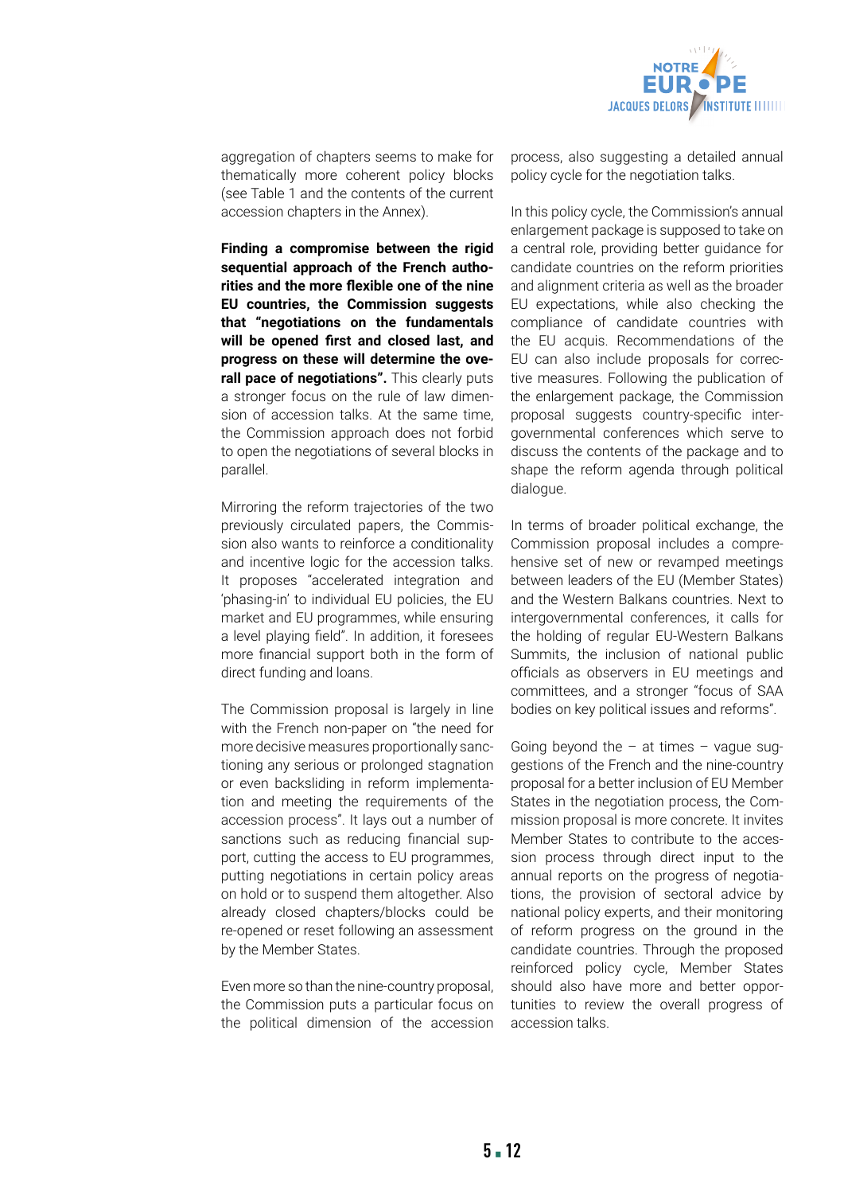aggregation of chapters seems to make for thematically more coherent policy blocks (see Table 1 and the contents of the current accession chapters in the Annex).

**Finding a compromise between the rigid sequential approach of the French authorities and the more flexible one of the nine EU countries, the Commission suggests that "negotiations on the fundamentals will be opened first and closed last, and progress on these will determine the overall pace of negotiations".** This clearly puts a stronger focus on the rule of law dimension of accession talks. At the same time, the Commission approach does not forbid to open the negotiations of several blocks in parallel.

Mirroring the reform trajectories of the two previously circulated papers, the Commission also wants to reinforce a conditionality and incentive logic for the accession talks. It proposes "accelerated integration and 'phasing-in' to individual EU policies, the EU market and EU programmes, while ensuring a level playing field". In addition, it foresees more financial support both in the form of direct funding and loans.

The Commission proposal is largely in line with the French non-paper on "the need for more decisive measures proportionally sanctioning any serious or prolonged stagnation or even backsliding in reform implementation and meeting the requirements of the accession process". It lays out a number of sanctions such as reducing financial support, cutting the access to EU programmes, putting negotiations in certain policy areas on hold or to suspend them altogether. Also already closed chapters/blocks could be re-opened or reset following an assessment by the Member States.

Even more so than the nine-country proposal, the Commission puts a particular focus on the political dimension of the accession process, also suggesting a detailed annual policy cycle for the negotiation talks.

In this policy cycle, the Commission's annual enlargement package is supposed to take on a central role, providing better guidance for candidate countries on the reform priorities and alignment criteria as well as the broader EU expectations, while also checking the compliance of candidate countries with the EU acquis. Recommendations of the EU can also include proposals for corrective measures. Following the publication of the enlargement package, the Commission proposal suggests country-specific intergovernmental conferences which serve to discuss the contents of the package and to shape the reform agenda through political dialogue.

In terms of broader political exchange, the Commission proposal includes a comprehensive set of new or revamped meetings between leaders of the EU (Member States) and the Western Balkans countries. Next to intergovernmental conferences, it calls for the holding of regular EU-Western Balkans Summits, the inclusion of national public officials as observers in EU meetings and committees, and a stronger "focus of SAA bodies on key political issues and reforms".

Going beyond the – at times – vague suggestions of the French and the nine-country proposal for a better inclusion of EU Member States in the negotiation process, the Commission proposal is more concrete. It invites Member States to contribute to the accession process through direct input to the annual reports on the progress of negotiations, the provision of sectoral advice by national policy experts, and their monitoring of reform progress on the ground in the candidate countries. Through the proposed reinforced policy cycle, Member States should also have more and better opportunities to review the overall progress of accession talks.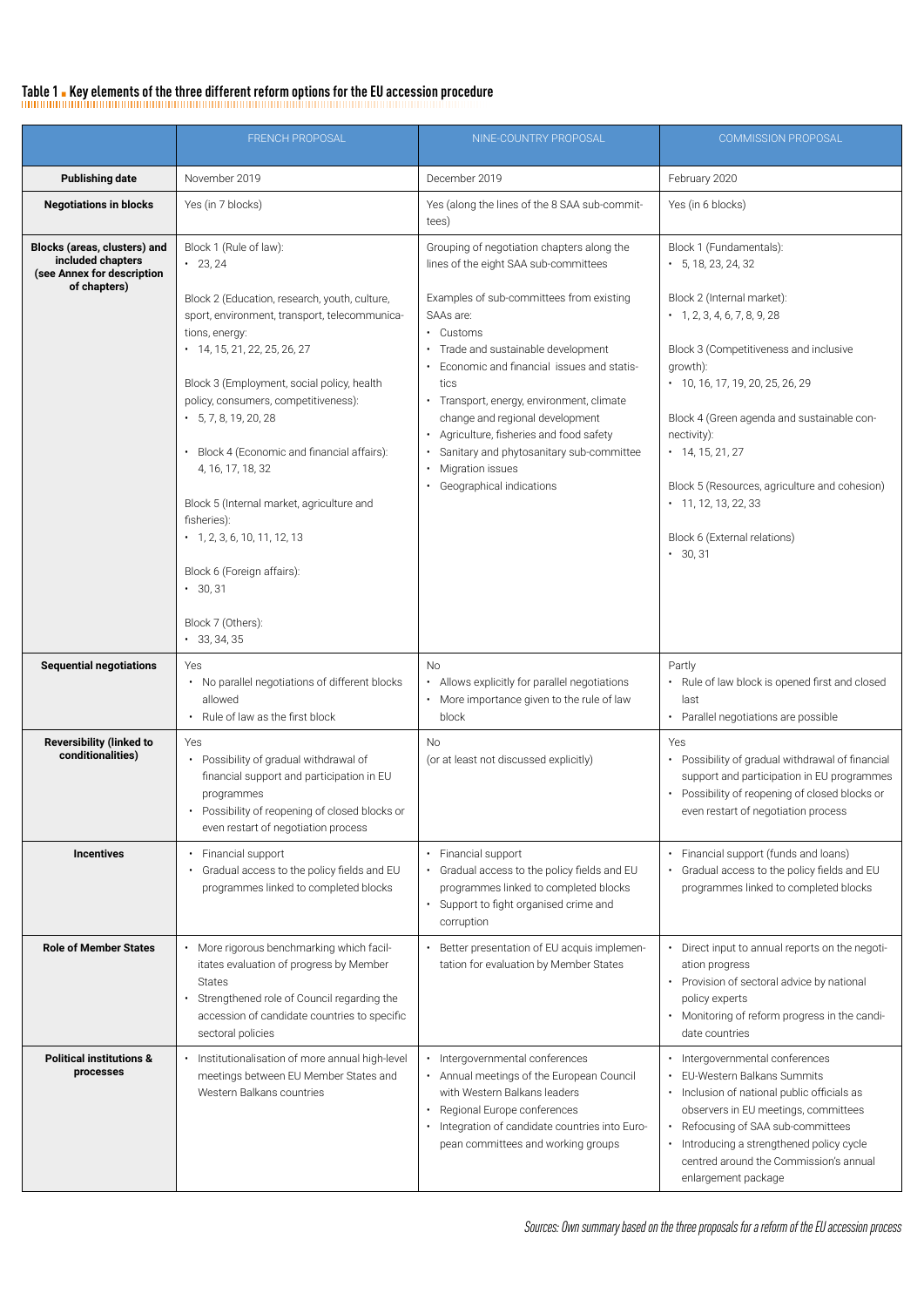**Table 1 ■ Key elements of the three different reform options for the EU accession procedure**

| | FRENCH PROPOSAL | NINE-COUNTRY PROPOSAL | COMMISSION PROPOSAL |
|---|---|---|---|
| **Publishing date** | November 2019 | December 2019 | February 2020 |
| **Negotiations in blocks** | Yes (in 7 blocks) | Yes (along the lines of the 8 SAA sub-committees) | Yes (in 6 blocks) |
| **Blocks (areas, clusters) and included chapters (see Annex for description of chapters)** | Block 1 (Rule of law): <br>• 23, 24 <br><br>Block 2 (Education, research, youth, culture, sport, environment, transport, telecommunications, energy: <br>• 14, 15, 21, 22, 25, 26, 27 <br><br>Block 3 (Employment, social policy, health policy, consumers, competitiveness): <br>• 5, 7, 8, 19, 20, 28 <br><br>• Block 4 (Economic and financial affairs): 4, 16, 17, 18, 32 <br><br>Block 5 (Internal market, agriculture and fisheries): <br>• 1, 2, 3, 6, 10, 11, 12, 13 <br><br>Block 6 (Foreign affairs): <br>• 30, 31 <br><br>Block 7 (Others): <br>• 33, 34, 35 | Grouping of negotiation chapters along the lines of the eight SAA sub-committees <br><br>Examples of sub-committees from existing SAAs are: <br>• Customs <br>• Trade and sustainable development <br>• Economic and financial issues and statistics <br>• Transport, energy, environment, climate change and regional development <br>• Agriculture, fisheries and food safety <br>• Sanitary and phytosanitary sub-committee <br>• Migration issues <br>• Geographical indications | Block 1 (Fundamentals): <br>• 5, 18, 23, 24, 32 <br><br>Block 2 (Internal market): <br>• 1, 2, 3, 4, 6, 7, 8, 9, 28 <br><br>Block 3 (Competitiveness and inclusive growth): <br>• 10, 16, 17, 19, 20, 25, 26, 29 <br><br>Block 4 (Green agenda and sustainable connectivity): <br>• 14, 15, 21, 27 <br><br>Block 5 (Resources, agriculture and cohesion) <br>• 11, 12, 13, 22, 33 <br><br>Block 6 (External relations) <br>• 30, 31 |
| **Sequential negotiations** | Yes <br>• No parallel negotiations of different blocks allowed <br>• Rule of law as the first block | No <br>• Allows explicitly for parallel negotiations <br>• More importance given to the rule of law block | Partly <br>• Rule of law block is opened first and closed last <br>• Parallel negotiations are possible |
| **Reversibility (linked to conditionalities)** | Yes <br>• Possibility of gradual withdrawal of financial support and participation in EU programmes <br>• Possibility of reopening of closed blocks or even restart of negotiation process | No <br>(or at least not discussed explicitly) | Yes <br>• Possibility of gradual withdrawal of financial support and participation in EU programmes <br>• Possibility of reopening of closed blocks or even restart of negotiation process |
| **Incentives** | • Financial support <br>• Gradual access to the policy fields and EU programmes linked to completed blocks | • Financial support <br>• Gradual access to the policy fields and EU programmes linked to completed blocks <br>• Support to fight organised crime and corruption | • Financial support (funds and loans) <br>• Gradual access to the policy fields and EU programmes linked to completed blocks |
| **Role of Member States** | • More rigorous benchmarking which facilitates evaluation of progress by Member States <br>• Strengthened role of Council regarding the accession of candidate countries to specific sectoral policies | • Better presentation of EU acquis implementation for evaluation by Member States | • Direct input to annual reports on the negotiation progress <br>• Provision of sectoral advice by national policy experts <br>• Monitoring of reform progress in the candidate countries |
| **Political institutions & processes** | • Institutionalisation of more annual high-level meetings between EU Member States and Western Balkans countries | • Intergovernmental conferences <br>• Annual meetings of the European Council with Western Balkans leaders <br>• Regional Europe conferences <br>• Integration of candidate countries into European committees and working groups | • Intergovernmental conferences <br>• EU-Western Balkans Summits <br>• Inclusion of national public officials as observers in EU meetings, committees <br>• Refocusing of SAA sub-committees <br>• Introducing a strengthened policy cycle centred around the Commission's annual enlargement package |

*Sources: Own summary based on the three proposals for a reform of the EU accession process*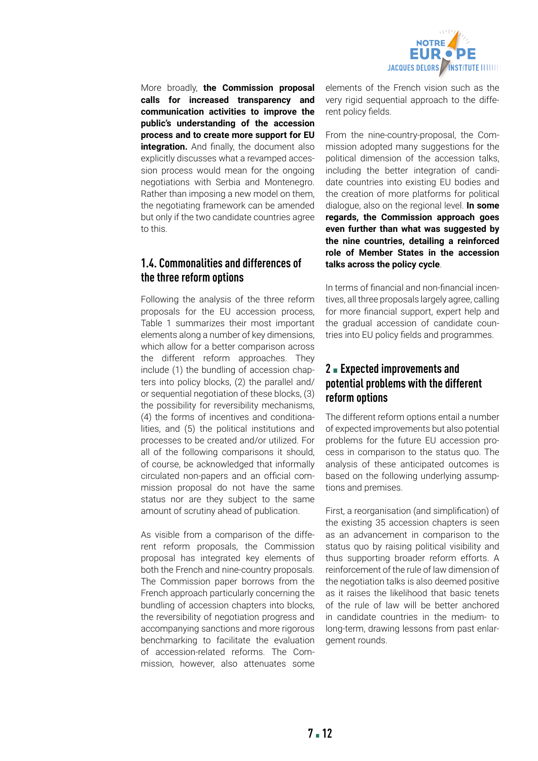More broadly, **the Commission proposal calls for increased transparency and communication activities to improve the public's understanding of the accession process and to create more support for EU integration.** And finally, the document also explicitly discusses what a revamped accession process would mean for the ongoing negotiations with Serbia and Montenegro. Rather than imposing a new model on them, the negotiating framework can be amended but only if the two candidate countries agree to this.

### 1.4. Commonalities and differences of the three reform options

Following the analysis of the three reform proposals for the EU accession process, Table 1 summarizes their most important elements along a number of key dimensions, which allow for a better comparison across the different reform approaches. They include (1) the bundling of accession chapters into policy blocks, (2) the parallel and/or sequential negotiation of these blocks, (3) the possibility for reversibility mechanisms, (4) the forms of incentives and conditionalities, and (5) the political institutions and processes to be created and/or utilized. For all of the following comparisons it should, of course, be acknowledged that informally circulated non-papers and an official commission proposal do not have the same status nor are they subject to the same amount of scrutiny ahead of publication.

As visible from a comparison of the different reform proposals, the Commission proposal has integrated key elements of both the French and nine-country proposals. The Commission paper borrows from the French approach particularly concerning the bundling of accession chapters into blocks, the reversibility of negotiation progress and accompanying sanctions and more rigorous benchmarking to facilitate the evaluation of accession-related reforms. The Commission, however, also attenuates some elements of the French vision such as the very rigid sequential approach to the different policy fields.

From the nine-country-proposal, the Commission adopted many suggestions for the political dimension of the accession talks, including the better integration of candidate countries into existing EU bodies and the creation of more platforms for political dialogue, also on the regional level. **In some regards, the Commission approach goes even further than what was suggested by the nine countries, detailing a reinforced role of Member States in the accession talks across the policy cycle**.

In terms of financial and non-financial incentives, all three proposals largely agree, calling for more financial support, expert help and the gradual accession of candidate countries into EU policy fields and programmes.

## 2 ▪ Expected improvements and potential problems with the different reform options

The different reform options entail a number of expected improvements but also potential problems for the future EU accession process in comparison to the status quo. The analysis of these anticipated outcomes is based on the following underlying assumptions and premises.

First, a reorganisation (and simplification) of the existing 35 accession chapters is seen as an advancement in comparison to the status quo by raising political visibility and thus supporting broader reform efforts. A reinforcement of the rule of law dimension of the negotiation talks is also deemed positive as it raises the likelihood that basic tenets of the rule of law will be better anchored in candidate countries in the medium- to long-term, drawing lessons from past enlargement rounds.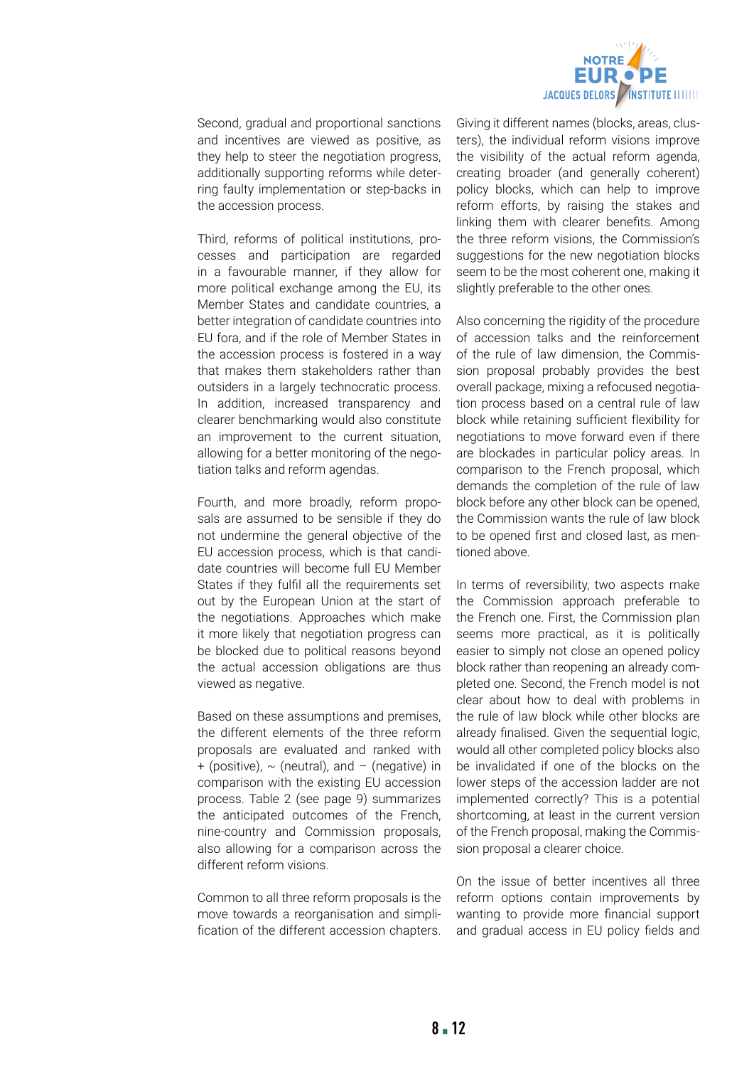Second, gradual and proportional sanctions and incentives are viewed as positive, as they help to steer the negotiation progress, additionally supporting reforms while deterring faulty implementation or step-backs in the accession process.

Third, reforms of political institutions, processes and participation are regarded in a favourable manner, if they allow for more political exchange among the EU, its Member States and candidate countries, a better integration of candidate countries into EU fora, and if the role of Member States in the accession process is fostered in a way that makes them stakeholders rather than outsiders in a largely technocratic process. In addition, increased transparency and clearer benchmarking would also constitute an improvement to the current situation, allowing for a better monitoring of the negotiation talks and reform agendas.

Fourth, and more broadly, reform proposals are assumed to be sensible if they do not undermine the general objective of the EU accession process, which is that candidate countries will become full EU Member States if they fulfil all the requirements set out by the European Union at the start of the negotiations. Approaches which make it more likely that negotiation progress can be blocked due to political reasons beyond the actual accession obligations are thus viewed as negative.

Based on these assumptions and premises, the different elements of the three reform proposals are evaluated and ranked with + (positive), ~ (neutral), and – (negative) in comparison with the existing EU accession process. Table 2 (see page 9) summarizes the anticipated outcomes of the French, nine-country and Commission proposals, also allowing for a comparison across the different reform visions.

Common to all three reform proposals is the move towards a reorganisation and simplification of the different accession chapters. Giving it different names (blocks, areas, clusters), the individual reform visions improve the visibility of the actual reform agenda, creating broader (and generally coherent) policy blocks, which can help to improve reform efforts, by raising the stakes and linking them with clearer benefits. Among the three reform visions, the Commission's suggestions for the new negotiation blocks seem to be the most coherent one, making it slightly preferable to the other ones.

Also concerning the rigidity of the procedure of accession talks and the reinforcement of the rule of law dimension, the Commission proposal probably provides the best overall package, mixing a refocused negotiation process based on a central rule of law block while retaining sufficient flexibility for negotiations to move forward even if there are blockades in particular policy areas. In comparison to the French proposal, which demands the completion of the rule of law block before any other block can be opened, the Commission wants the rule of law block to be opened first and closed last, as mentioned above.

In terms of reversibility, two aspects make the Commission approach preferable to the French one. First, the Commission plan seems more practical, as it is politically easier to simply not close an opened policy block rather than reopening an already completed one. Second, the French model is not clear about how to deal with problems in the rule of law block while other blocks are already finalised. Given the sequential logic, would all other completed policy blocks also be invalidated if one of the blocks on the lower steps of the accession ladder are not implemented correctly? This is a potential shortcoming, at least in the current version of the French proposal, making the Commission proposal a clearer choice.

On the issue of better incentives all three reform options contain improvements by wanting to provide more financial support and gradual access in EU policy fields and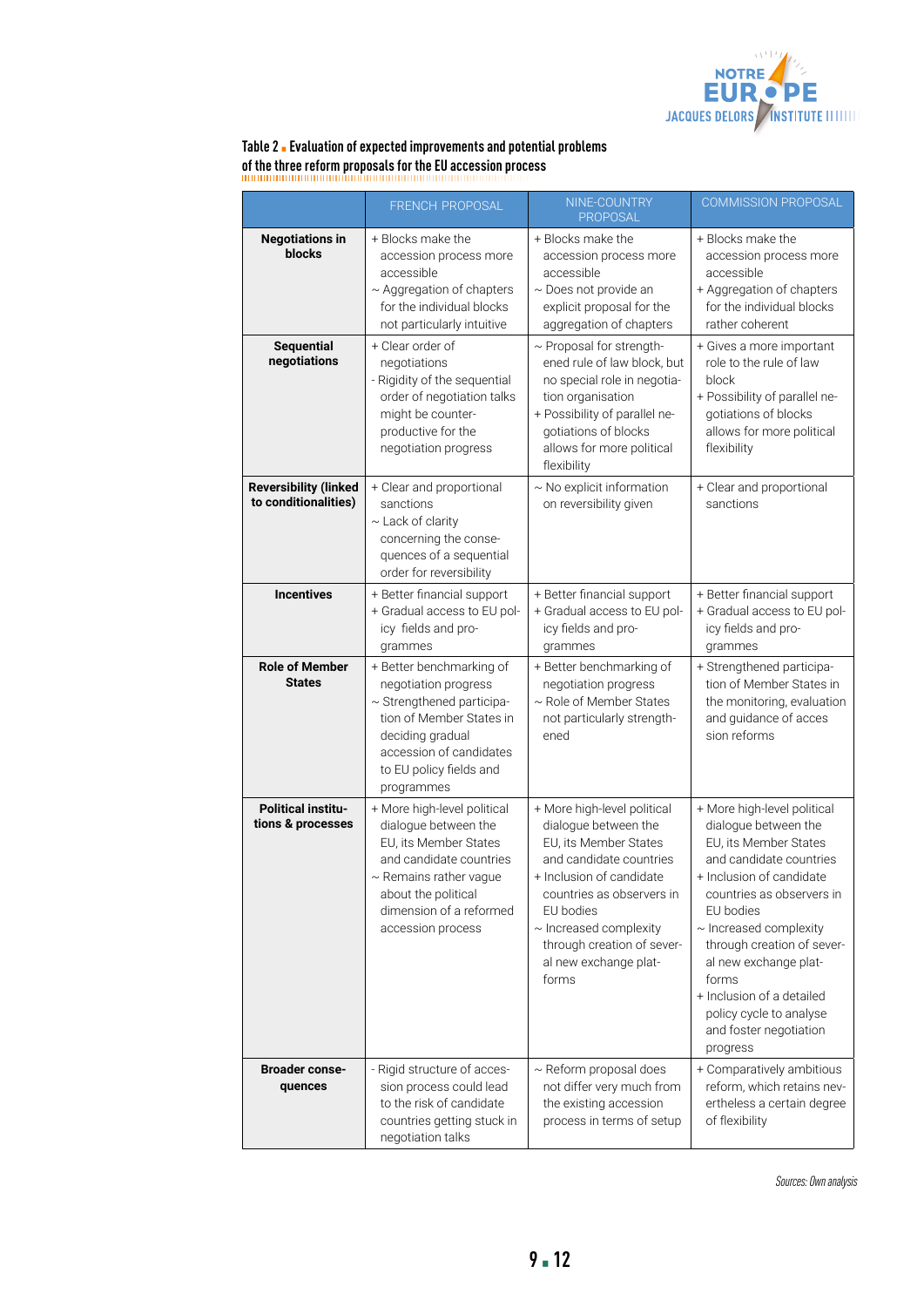**Table 2 ▪ Evaluation of expected improvements and potential problems of the three reform proposals for the EU accession process**

| | FRENCH PROPOSAL | NINE-COUNTRY PROPOSAL | COMMISSION PROPOSAL |
|---|---|---|---|
| **Negotiations in blocks** | + Blocks make the accession process more accessible<br>~ Aggregation of chapters for the individual blocks not particularly intuitive | + Blocks make the accession process more accessible<br>~ Does not provide an explicit proposal for the aggregation of chapters | + Blocks make the accession process more accessible<br>+ Aggregation of chapters for the individual blocks rather coherent |
| **Sequential negotiations** | + Clear order of negotiations<br>- Rigidity of the sequential order of negotiation talks might be counter-productive for the negotiation progress | ~ Proposal for strengthened rule of law block, but no special role in negotiation organisation<br>+ Possibility of parallel negotiations of blocks allows for more political flexibility | + Gives a more important role to the rule of law block<br>+ Possibility of parallel negotiations of blocks allows for more political flexibility |
| **Reversibility (linked to conditionalities)** | + Clear and proportional sanctions<br>~ Lack of clarity concerning the consequences of a sequential order for reversibility | ~ No explicit information on reversibility given | + Clear and proportional sanctions |
| **Incentives** | + Better financial support<br>+ Gradual access to EU policy fields and programmes | + Better financial support<br>+ Gradual access to EU policy fields and programmes | + Better financial support<br>+ Gradual access to EU policy fields and programmes |
| **Role of Member States** | + Better benchmarking of negotiation progress<br>~ Strengthened participation of Member States in deciding gradual accession of candidates to EU policy fields and programmes | + Better benchmarking of negotiation progress<br>~ Role of Member States not particularly strengthened | + Strengthened participation of Member States in the monitoring, evaluation and guidance of acces sion reforms |
| **Political institutions & processes** | + More high-level political dialogue between the EU, its Member States and candidate countries<br>~ Remains rather vague about the political dimension of a reformed accession process | + More high-level political dialogue between the EU, its Member States and candidate countries<br>+ Inclusion of candidate countries as observers in EU bodies<br>~ Increased complexity through creation of several new exchange platforms | + More high-level political dialogue between the EU, its Member States and candidate countries<br>+ Inclusion of candidate countries as observers in EU bodies<br>~ Increased complexity through creation of several new exchange platforms<br>+ Inclusion of a detailed policy cycle to analyse and foster negotiation progress |
| **Broader consequences** | - Rigid structure of accession process could lead to the risk of candidate countries getting stuck in negotiation talks | ~ Reform proposal does not differ very much from the existing accession process in terms of setup | + Comparatively ambitious reform, which retains nevertheless a certain degree of flexibility |

*Sources: Own analysis*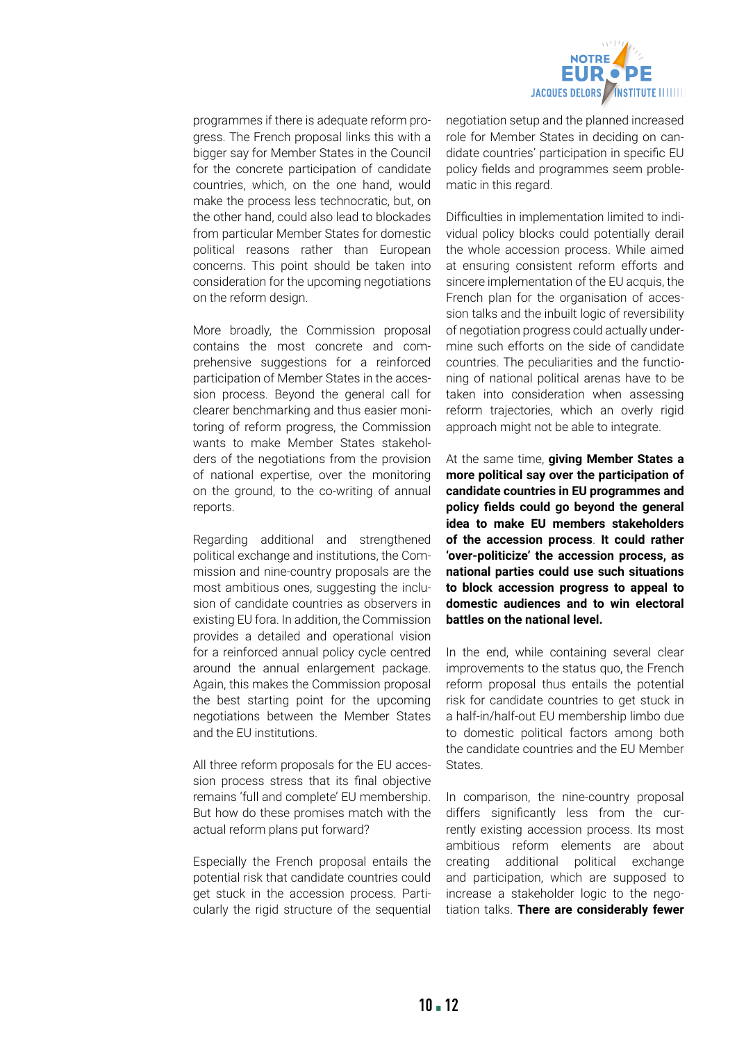programmes if there is adequate reform progress. The French proposal links this with a bigger say for Member States in the Council for the concrete participation of candidate countries, which, on the one hand, would make the process less technocratic, but, on the other hand, could also lead to blockades from particular Member States for domestic political reasons rather than European concerns. This point should be taken into consideration for the upcoming negotiations on the reform design.

More broadly, the Commission proposal contains the most concrete and comprehensive suggestions for a reinforced participation of Member States in the accession process. Beyond the general call for clearer benchmarking and thus easier monitoring of reform progress, the Commission wants to make Member States stakeholders of the negotiations from the provision of national expertise, over the monitoring on the ground, to the co-writing of annual reports.

Regarding additional and strengthened political exchange and institutions, the Commission and nine-country proposals are the most ambitious ones, suggesting the inclusion of candidate countries as observers in existing EU fora. In addition, the Commission provides a detailed and operational vision for a reinforced annual policy cycle centred around the annual enlargement package. Again, this makes the Commission proposal the best starting point for the upcoming negotiations between the Member States and the EU institutions.

All three reform proposals for the EU accession process stress that its final objective remains 'full and complete' EU membership. But how do these promises match with the actual reform plans put forward?

Especially the French proposal entails the potential risk that candidate countries could get stuck in the accession process. Particularly the rigid structure of the sequential negotiation setup and the planned increased role for Member States in deciding on candidate countries' participation in specific EU policy fields and programmes seem problematic in this regard.

Difficulties in implementation limited to individual policy blocks could potentially derail the whole accession process. While aimed at ensuring consistent reform efforts and sincere implementation of the EU acquis, the French plan for the organisation of accession talks and the inbuilt logic of reversibility of negotiation progress could actually undermine such efforts on the side of candidate countries. The peculiarities and the functioning of national political arenas have to be taken into consideration when assessing reform trajectories, which an overly rigid approach might not be able to integrate.

At the same time, **giving Member States a more political say over the participation of candidate countries in EU programmes and policy fields could go beyond the general idea to make EU members stakeholders of the accession process**. **It could rather 'over-politicize' the accession process, as national parties could use such situations to block accession progress to appeal to domestic audiences and to win electoral battles on the national level.**

In the end, while containing several clear improvements to the status quo, the French reform proposal thus entails the potential risk for candidate countries to get stuck in a half-in/half-out EU membership limbo due to domestic political factors among both the candidate countries and the EU Member States.

In comparison, the nine-country proposal differs significantly less from the currently existing accession process. Its most ambitious reform elements are about creating additional political exchange and participation, which are supposed to increase a stakeholder logic to the negotiation talks. **There are considerably fewer**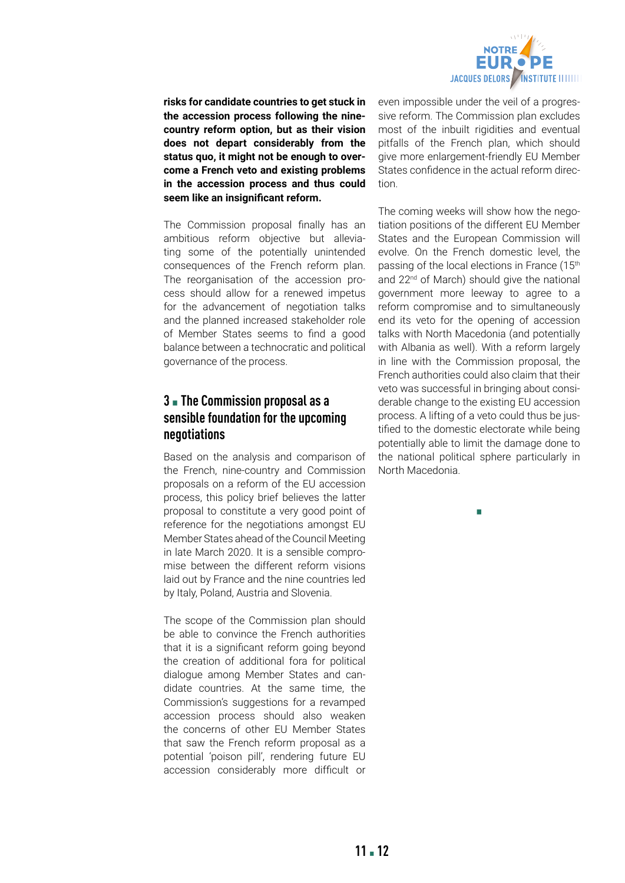**risks for candidate countries to get stuck in the accession process following the nine-country reform option, but as their vision does not depart considerably from the status quo, it might not be enough to overcome a French veto and existing problems in the accession process and thus could seem like an insignificant reform.**

The Commission proposal finally has an ambitious reform objective but alleviating some of the potentially unintended consequences of the French reform plan. The reorganisation of the accession process should allow for a renewed impetus for the advancement of negotiation talks and the planned increased stakeholder role of Member States seems to find a good balance between a technocratic and political governance of the process.

## 3 ▪ The Commission proposal as a sensible foundation for the upcoming negotiations

Based on the analysis and comparison of the French, nine-country and Commission proposals on a reform of the EU accession process, this policy brief believes the latter proposal to constitute a very good point of reference for the negotiations amongst EU Member States ahead of the Council Meeting in late March 2020. It is a sensible compromise between the different reform visions laid out by France and the nine countries led by Italy, Poland, Austria and Slovenia.

The scope of the Commission plan should be able to convince the French authorities that it is a significant reform going beyond the creation of additional fora for political dialogue among Member States and candidate countries. At the same time, the Commission's suggestions for a revamped accession process should also weaken the concerns of other EU Member States that saw the French reform proposal as a potential 'poison pill', rendering future EU accession considerably more difficult or even impossible under the veil of a progressive reform. The Commission plan excludes most of the inbuilt rigidities and eventual pitfalls of the French plan, which should give more enlargement-friendly EU Member States confidence in the actual reform direction.

The coming weeks will show how the negotiation positions of the different EU Member States and the European Commission will evolve. On the French domestic level, the passing of the local elections in France (15th and 22nd of March) should give the national government more leeway to agree to a reform compromise and to simultaneously end its veto for the opening of accession talks with North Macedonia (and potentially with Albania as well). With a reform largely in line with the Commission proposal, the French authorities could also claim that their veto was successful in bringing about considerable change to the existing EU accession process. A lifting of a veto could thus be justified to the domestic electorate while being potentially able to limit the damage done to the national political sphere particularly in North Macedonia.

▪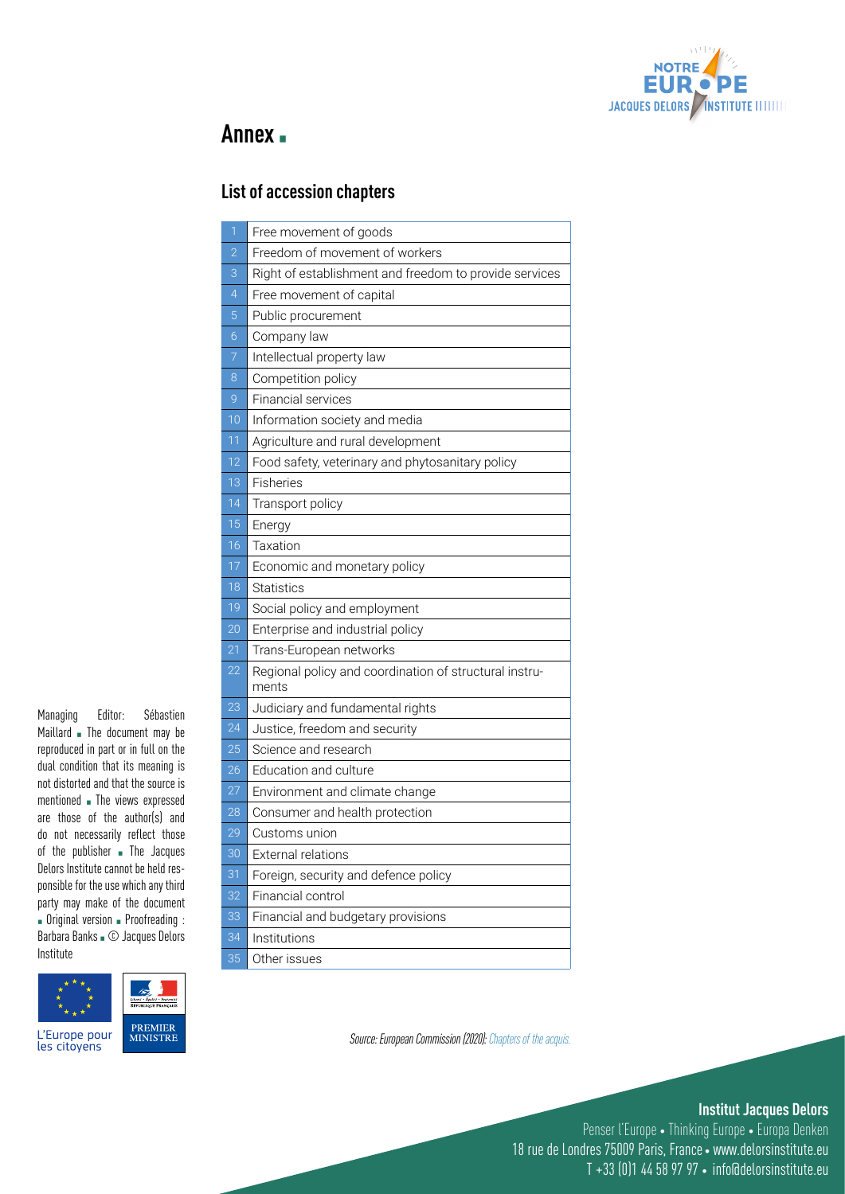# Annex

## List of accession chapters

| | |
|---|---|
| 1 | Free movement of goods |
| 2 | Freedom of movement of workers |
| 3 | Right of establishment and freedom to provide services |
| 4 | Free movement of capital |
| 5 | Public procurement |
| 6 | Company law |
| 7 | Intellectual property law |
| 8 | Competition policy |
| 9 | Financial services |
| 10 | Information society and media |
| 11 | Agriculture and rural development |
| 12 | Food safety, veterinary and phytosanitary policy |
| 13 | Fisheries |
| 14 | Transport policy |
| 15 | Energy |
| 16 | Taxation |
| 17 | Economic and monetary policy |
| 18 | Statistics |
| 19 | Social policy and employment |
| 20 | Enterprise and industrial policy |
| 21 | Trans-European networks |
| 22 | Regional policy and coordination of structural instruments |
| 23 | Judiciary and fundamental rights |
| 24 | Justice, freedom and security |
| 25 | Science and research |
| 26 | Education and culture |
| 27 | Environment and climate change |
| 28 | Consumer and health protection |
| 29 | Customs union |
| 30 | External relations |
| 31 | Foreign, security and defence policy |
| 32 | Financial control |
| 33 | Financial and budgetary provisions |
| 34 | Institutions |
| 35 | Other issues |

*Source: European Commission (2020): Chapters of the acquis.*

Managing Editor: Sébastien Maillard ■ The document may be reproduced in part or in full on the dual condition that its meaning is not distorted and that the source is mentioned ■ The views expressed are those of the author(s) and do not necessarily reflect those of the publisher ■ The Jacques Delors Institute cannot be held responsible for the use which any third party may make of the document ■ Original version ■ Proofreading : Barbara Banks ■ © Jacques Delors Institute

L'Europe pour les citoyens

PREMIER MINISTRE

**Institut Jacques Delors**

Penser l'Europe • Thinking Europe • Europa Denken
18 rue de Londres 75009 Paris, France • www.delorsinstitute.eu
T +33 (0)1 44 58 97 97 • info@delorsinstitute.eu